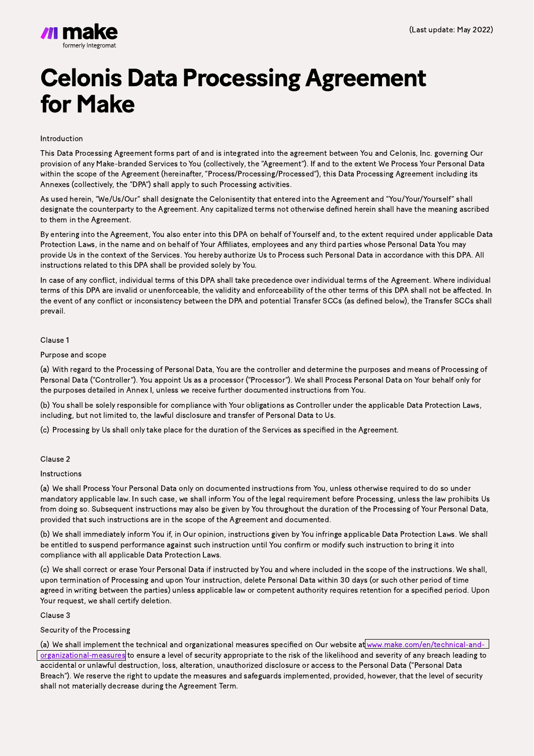(Last update: May 2022)

# Celonis Data Processing Agreement for Make

Introduction

This Data Processing Agreement forms part of and is integrated into the agreement between You and Celonis, Inc. governing Our provision of any Make-branded Services to You (collectively, the "Agreement"). If and to the extent We Process Your Personal Data within the scope of the Agreement (hereinafter, "Process/Processing/Processed"), this Data Processing Agreement including its Annexes (collectively, the "DPA") shall apply to such Processing activities.

As used herein, "We/Us/Our" shall designate the Celonisentity that entered into the Agreement and "You/Your/Yourself" shall designate the counterparty to the Agreement. Any capitalized terms not otherwise defined herein shall have the meaning ascribed to them in the Agreement.

By entering into the Agreement, You also enter into this DPA on behalf of Yourself and, to the extent required under applicable Data Protection Laws, in the name and on behalf of Your Affiliates, employees and any third parties whose Personal Data You may provide Us in the context of the Services. You hereby authorize Us to Process such Personal Data in accordance with this DPA. All instructions related to this DPA shall be provided solely by You.

In case of any conflict, individual terms of this DPA shall take precedence over individual terms of the Agreement. Where individual terms of this DPA are invalid or unenforceable, the validity and enforceability of the other terms of this DPA shall not be affected. In the event of any conflict or inconsistency between the DPA and potential Transfer SCCs (as defined below), the Transfer SCCs shall prevail.

Clause 1

Purpose and scope

(a) With regard to the Processing of Personal Data, You are the controller and determine the purposes and means of Processing of Personal Data ("Controller"). You appoint Us as a processor ("Processor"). We shall Process Personal Data on Your behalf only for the purposes detailed in Annex I, unless we receive further documented instructions from You.

(b) You shall be solely responsible for compliance with Your obligations as Controller under the applicable Data Protection Laws, including, but not limited to, the lawful disclosure and transfer of Personal Data to Us.

(c) Processing by Us shall only take place for the duration of the Services as specified in the Agreement.

Clause 2

Instructions

(a) We shall Process Your Personal Data only on documented instructions from You, unless otherwise required to do so under mandatory applicable law. In such case, we shall inform You of the legal requirement before Processing, unless the law prohibits Us from doing so. Subsequent instructions may also be given by You throughout the duration of the Processing of Your Personal Data, provided that such instructions are in the scope of the Agreement and documented.

(b) We shall immediately inform You if, in Our opinion, instructions given by You infringe applicable Data Protection Laws. We shall be entitled to suspend performance against such instruction until You confirm or modify such instruction to bring it into compliance with all applicable Data Protection Laws.

(c) We shall correct or erase Your Personal Data if instructed by You and where included in the scope of the instructions. We shall, upon termination of Processing and upon Your instruction, delete Personal Data within 30 days (or such other period of time agreed in writing between the parties) unless applicable law or competent authority requires retention for a specified period. Upon Your request, we shall certify deletion.

Clause 3

Security of the Processing

(a) We shall implement the technical and organizational measures specified on Our website at [www.make.com/en/technical-and-organizational-measures](www.make.com/en/technical-and-organizational-measures) to ensure a level of security appropriate to the risk of the likelihood and severity of any breach leading to accidental or unlawful destruction, loss, alteration, unauthorized disclosure or access to the Personal Data ("Personal Data Breach"). We reserve the right to update the measures and safeguards implemented, provided, however, that the level of security shall not materially decrease during the Agreement Term.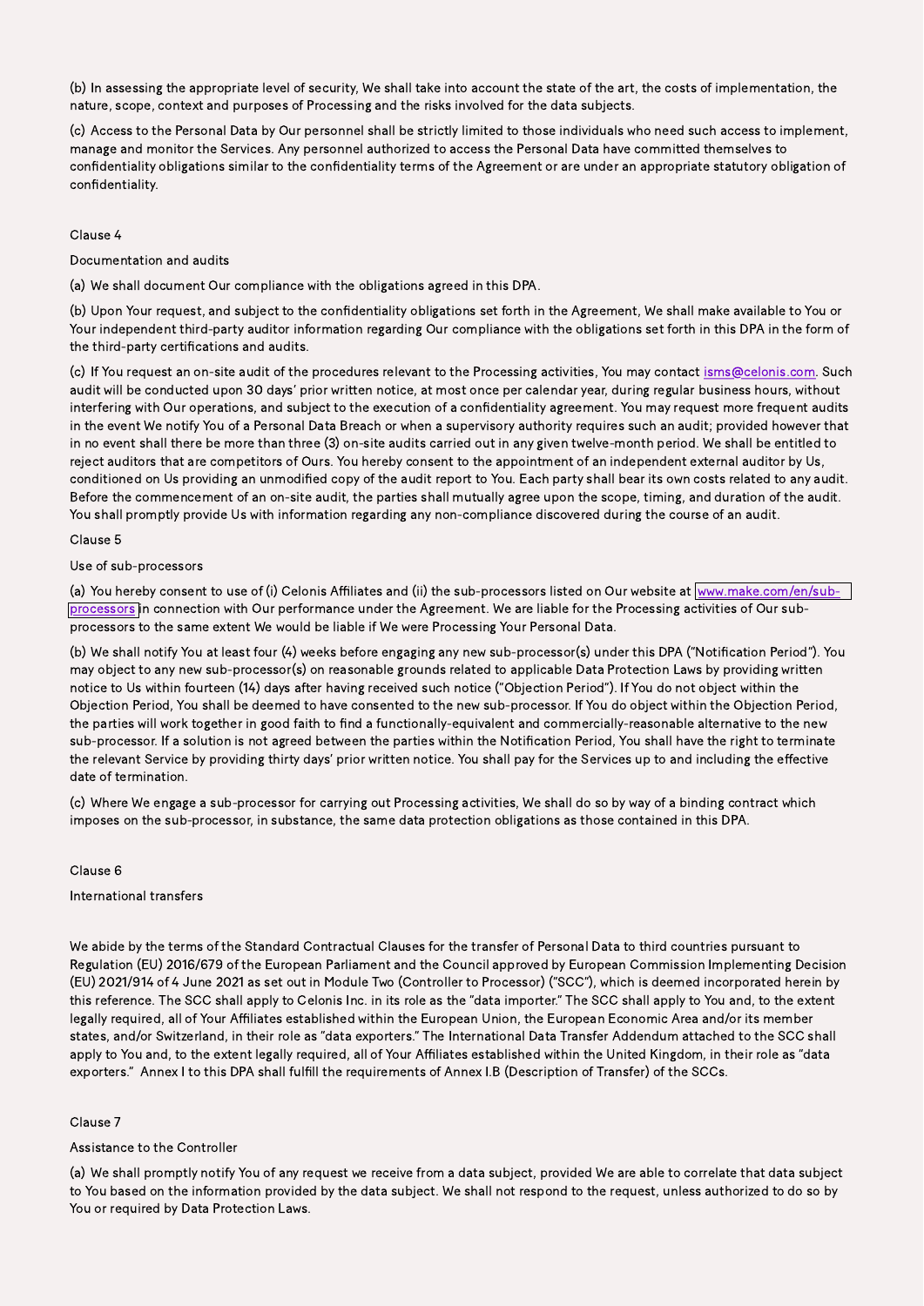(b) In assessing the appropriate level of security, We shall take into account the state of the art, the costs of implementation, the nature, scope, context and purposes of Processing and the risks involved for the data subjects.

(c) Access to the Personal Data by Our personnel shall be strictly limited to those individuals who need such access to implement, manage and monitor the Services. Any personnel authorized to access the Personal Data have committed themselves to confidentiality obligations similar to the confidentiality terms of the Agreement or are under an appropriate statutory obligation of confidentiality.

Clause 4

Documentation and audits

(a) We shall document Our compliance with the obligations agreed in this DPA.

(b) Upon Your request, and subject to the confidentiality obligations set forth in the Agreement, We shall make available to You or Your independent third-party auditor information regarding Our compliance with the obligations set forth in this DPA in the form of the third-party certifications and audits.

(c) If You request an on-site audit of the procedures relevant to the Processing activities, You may contact isms@celonis.com. Such audit will be conducted upon 30 days' prior written notice, at most once per calendar year, during regular business hours, without interfering with Our operations, and subject to the execution of a confidentiality agreement. You may request more frequent audits in the event We notify You of a Personal Data Breach or when a supervisory authority requires such an audit; provided however that in no event shall there be more than three (3) on-site audits carried out in any given twelve-month period. We shall be entitled to reject auditors that are competitors of Ours. You hereby consent to the appointment of an independent external auditor by Us, conditioned on Us providing an unmodified copy of the audit report to You. Each party shall bear its own costs related to any audit. Before the commencement of an on-site audit, the parties shall mutually agree upon the scope, timing, and duration of the audit. You shall promptly provide Us with information regarding any non-compliance discovered during the course of an audit.

Clause 5

Use of sub-processors

(a) You hereby consent to use of (i) Celonis Affiliates and (ii) the sub-processors listed on Our website at www.make.com/en/sub-processors in connection with Our performance under the Agreement. We are liable for the Processing activities of Our sub-processors to the same extent We would be liable if We were Processing Your Personal Data.

(b) We shall notify You at least four (4) weeks before engaging any new sub-processor(s) under this DPA ("Notification Period"). You may object to any new sub-processor(s) on reasonable grounds related to applicable Data Protection Laws by providing written notice to Us within fourteen (14) days after having received such notice ("Objection Period"). If You do not object within the Objection Period, You shall be deemed to have consented to the new sub-processor. If You do object within the Objection Period, the parties will work together in good faith to find a functionally-equivalent and commercially-reasonable alternative to the new sub-processor. If a solution is not agreed between the parties within the Notification Period, You shall have the right to terminate the relevant Service by providing thirty days' prior written notice. You shall pay for the Services up to and including the effective date of termination.

(c) Where We engage a sub-processor for carrying out Processing activities, We shall do so by way of a binding contract which imposes on the sub-processor, in substance, the same data protection obligations as those contained in this DPA.

Clause 6

International transfers

We abide by the terms of the Standard Contractual Clauses for the transfer of Personal Data to third countries pursuant to Regulation (EU) 2016/679 of the European Parliament and the Council approved by European Commission Implementing Decision (EU) 2021/914 of 4 June 2021 as set out in Module Two (Controller to Processor) ("SCC"), which is deemed incorporated herein by this reference. The SCC shall apply to Celonis Inc. in its role as the "data importer." The SCC shall apply to You and, to the extent legally required, all of Your Affiliates established within the European Union, the European Economic Area and/or its member states, and/or Switzerland, in their role as "data exporters." The International Data Transfer Addendum attached to the SCC shall apply to You and, to the extent legally required, all of Your Affiliates established within the United Kingdom, in their role as "data exporters." Annex I to this DPA shall fulfill the requirements of Annex I.B (Description of Transfer) of the SCCs.

Clause 7

Assistance to the Controller

(a) We shall promptly notify You of any request we receive from a data subject, provided We are able to correlate that data subject to You based on the information provided by the data subject. We shall not respond to the request, unless authorized to do so by You or required by Data Protection Laws.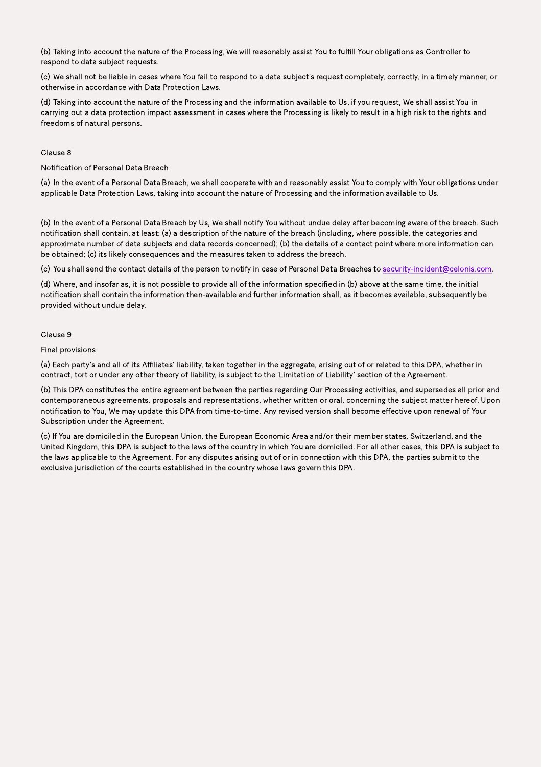(b) Taking into account the nature of the Processing, We will reasonably assist You to fulfill Your obligations as Controller to respond to data subject requests.

(c) We shall not be liable in cases where You fail to respond to a data subject's request completely, correctly, in a timely manner, or otherwise in accordance with Data Protection Laws.

(d) Taking into account the nature of the Processing and the information available to Us, if you request, We shall assist You in carrying out a data protection impact assessment in cases where the Processing is likely to result in a high risk to the rights and freedoms of natural persons.

## Clause 8

### Notification of Personal Data Breach

(a) In the event of a Personal Data Breach, we shall cooperate with and reasonably assist You to comply with Your obligations under applicable Data Protection Laws, taking into account the nature of Processing and the information available to Us.

(b) In the event of a Personal Data Breach by Us, We shall notify You without undue delay after becoming aware of the breach. Such notification shall contain, at least: (a) a description of the nature of the breach (including, where possible, the categories and approximate number of data subjects and data records concerned); (b) the details of a contact point where more information can be obtained; (c) its likely consequences and the measures taken to address the breach.

(c) You shall send the contact details of the person to notify in case of Personal Data Breaches to security-incident@celonis.com.

(d) Where, and insofar as, it is not possible to provide all of the information specified in (b) above at the same time, the initial notification shall contain the information then-available and further information shall, as it becomes available, subsequently be provided without undue delay.

## Clause 9

### Final provisions

(a) Each party's and all of its Affiliates' liability, taken together in the aggregate, arising out of or related to this DPA, whether in contract, tort or under any other theory of liability, is subject to the 'Limitation of Liability' section of the Agreement.

(b) This DPA constitutes the entire agreement between the parties regarding Our Processing activities, and supersedes all prior and contemporaneous agreements, proposals and representations, whether written or oral, concerning the subject matter hereof. Upon notification to You, We may update this DPA from time-to-time. Any revised version shall become effective upon renewal of Your Subscription under the Agreement.

(c) If You are domiciled in the European Union, the European Economic Area and/or their member states, Switzerland, and the United Kingdom, this DPA is subject to the laws of the country in which You are domiciled. For all other cases, this DPA is subject to the laws applicable to the Agreement. For any disputes arising out of or in connection with this DPA, the parties submit to the exclusive jurisdiction of the courts established in the country whose laws govern this DPA.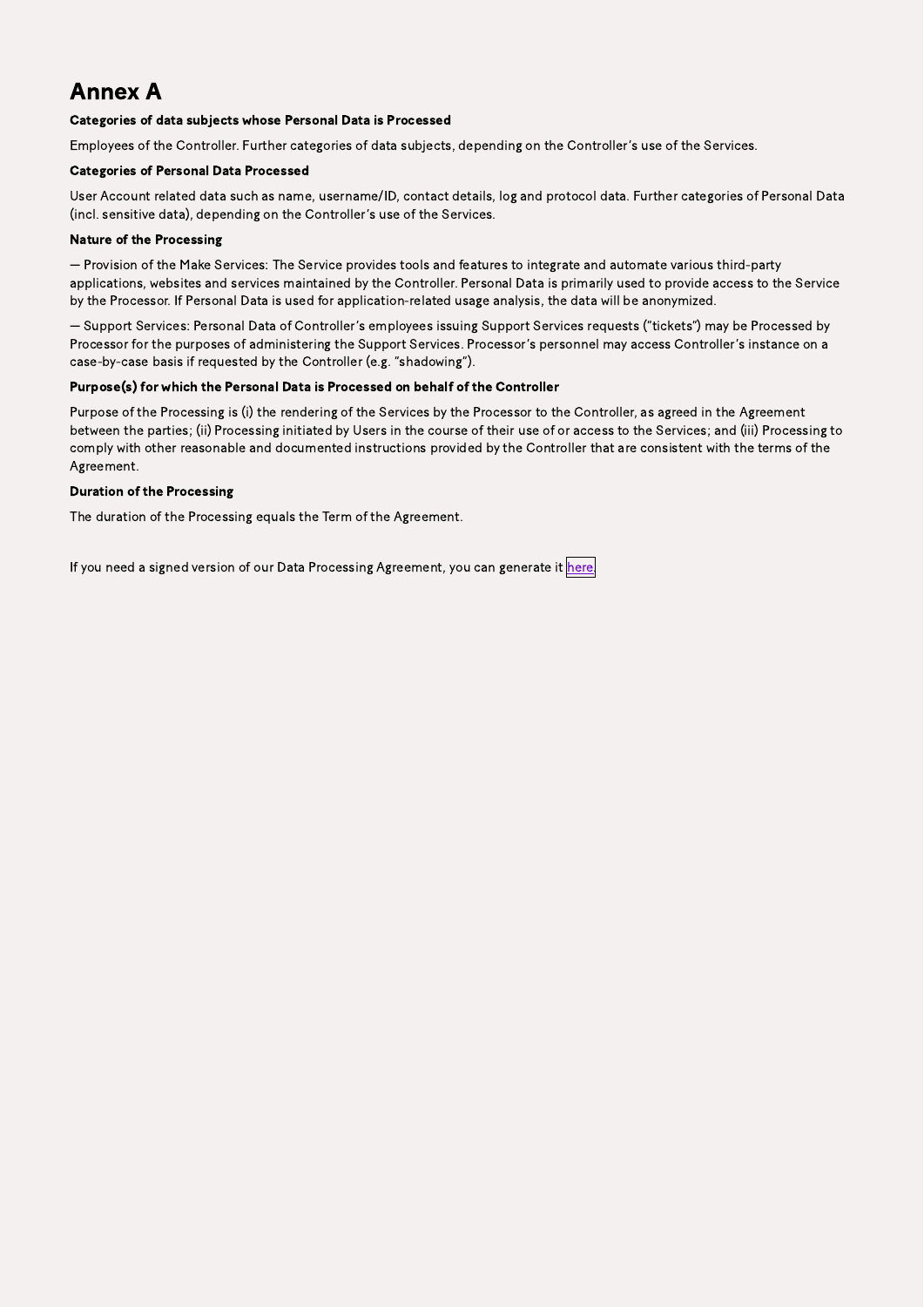# Annex A

**Categories of data subjects whose Personal Data is Processed**

Employees of the Controller. Further categories of data subjects, depending on the Controller's use of the Services.

**Categories of Personal Data Processed**

User Account related data such as name, username/ID, contact details, log and protocol data. Further categories of Personal Data (incl. sensitive data), depending on the Controller's use of the Services.

**Nature of the Processing**

— Provision of the Make Services: The Service provides tools and features to integrate and automate various third-party applications, websites and services maintained by the Controller. Personal Data is primarily used to provide access to the Service by the Processor. If Personal Data is used for application-related usage analysis, the data will be anonymized.

— Support Services: Personal Data of Controller's employees issuing Support Services requests ("tickets") may be Processed by Processor for the purposes of administering the Support Services. Processor's personnel may access Controller's instance on a case-by-case basis if requested by the Controller (e.g. "shadowing").

**Purpose(s) for which the Personal Data is Processed on behalf of the Controller**

Purpose of the Processing is (i) the rendering of the Services by the Processor to the Controller, as agreed in the Agreement between the parties; (ii) Processing initiated by Users in the course of their use of or access to the Services; and (iii) Processing to comply with other reasonable and documented instructions provided by the Controller that are consistent with the terms of the Agreement.

**Duration of the Processing**

The duration of the Processing equals the Term of the Agreement.

If you need a signed version of our Data Processing Agreement, you can generate it here.